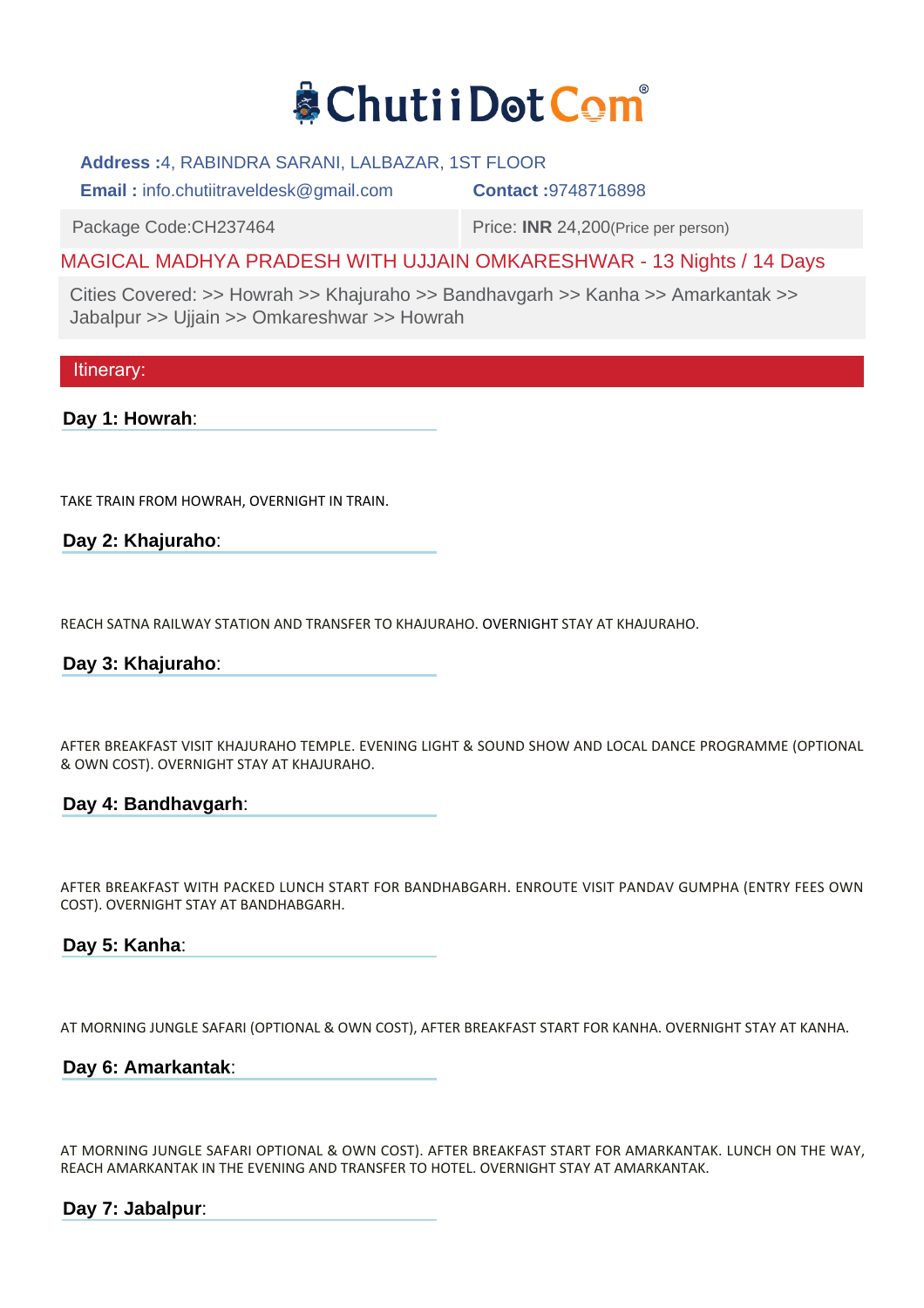# ChutiiDotCom®

**Address :**4, RABINDRA SARANI, LALBAZAR, 1ST FLOOR

**Email :** info.chutiitraveldesk@gmail.com **Contact :**9748716898

| Package Code:CH237464 | Price: **INR** 24,200(Price per person) |
|---|---|

## MAGICAL MADHYA PRADESH WITH UJJAIN OMKARESHWAR - 13 Nights / 14 Days

Cities Covered: >> Howrah >> Khajuraho >> Bandhavgarh >> Kanha >> Amarkantak >> Jabalpur >> Ujjain >> Omkareshwar >> Howrah

## Itinerary:

### Day 1: Howrah:

TAKE TRAIN FROM HOWRAH, OVERNIGHT IN TRAIN.

### Day 2: Khajuraho:

REACH SATNA RAILWAY STATION AND TRANSFER TO KHAJURAHO. OVERNIGHT STAY AT KHAJURAHO.

### Day 3: Khajuraho:

AFTER BREAKFAST VISIT KHAJURAHO TEMPLE. EVENING LIGHT & SOUND SHOW AND LOCAL DANCE PROGRAMME (OPTIONAL & OWN COST). OVERNIGHT STAY AT KHAJURAHO.

### Day 4: Bandhavgarh:

AFTER BREAKFAST WITH PACKED LUNCH START FOR BANDHABGARH. ENROUTE VISIT PANDAV GUMPHA (ENTRY FEES OWN COST). OVERNIGHT STAY AT BANDHABGARH.

### Day 5: Kanha:

AT MORNING JUNGLE SAFARI (OPTIONAL & OWN COST), AFTER BREAKFAST START FOR KANHA. OVERNIGHT STAY AT KANHA.

### Day 6: Amarkantak:

AT MORNING JUNGLE SAFARI OPTIONAL & OWN COST). AFTER BREAKFAST START FOR AMARKANTAK. LUNCH ON THE WAY, REACH AMARKANTAK IN THE EVENING AND TRANSFER TO HOTEL. OVERNIGHT STAY AT AMARKANTAK.

### Day 7: Jabalpur: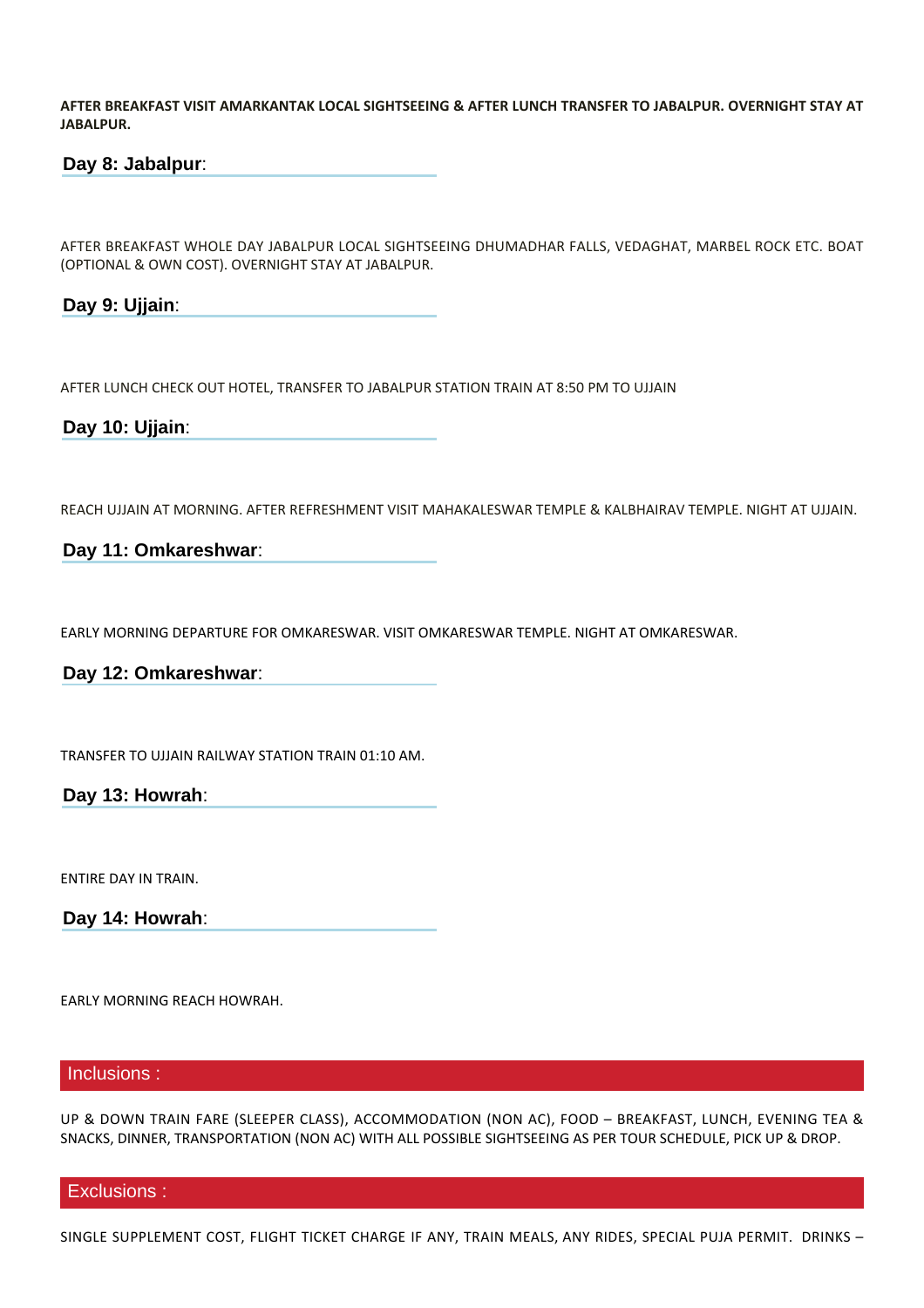**AFTER BREAKFAST VISIT AMARKANTAK LOCAL SIGHTSEEING & AFTER LUNCH TRANSFER TO JABALPUR. OVERNIGHT STAY AT JABALPUR.**

### **Day 8: Jabalpur**:

AFTER BREAKFAST WHOLE DAY JABALPUR LOCAL SIGHTSEEING DHUMADHAR FALLS, VEDAGHAT, MARBEL ROCK ETC. BOAT (OPTIONAL & OWN COST). OVERNIGHT STAY AT JABALPUR.

### **Day 9: Ujjain**:

AFTER LUNCH CHECK OUT HOTEL, TRANSFER TO JABALPUR STATION TRAIN AT 8:50 PM TO UJJAIN

### **Day 10: Ujjain**:

REACH UJJAIN AT MORNING. AFTER REFRESHMENT VISIT MAHAKALESWAR TEMPLE & KALBHAIRAV TEMPLE. NIGHT AT UJJAIN.

### **Day 11: Omkareshwar**:

EARLY MORNING DEPARTURE FOR OMKARESWAR. VISIT OMKARESWAR TEMPLE. NIGHT AT OMKARESWAR.

### **Day 12: Omkareshwar**:

TRANSFER TO UJJAIN RAILWAY STATION TRAIN 01:10 AM.

### **Day 13: Howrah**:

ENTIRE DAY IN TRAIN.

### **Day 14: Howrah**:

EARLY MORNING REACH HOWRAH.

## Inclusions :

UP & DOWN TRAIN FARE (SLEEPER CLASS), ACCOMMODATION (NON AC), FOOD – BREAKFAST, LUNCH, EVENING TEA & SNACKS, DINNER, TRANSPORTATION (NON AC) WITH ALL POSSIBLE SIGHTSEEING AS PER TOUR SCHEDULE, PICK UP & DROP.

## Exclusions :

SINGLE SUPPLEMENT COST, FLIGHT TICKET CHARGE IF ANY, TRAIN MEALS, ANY RIDES, SPECIAL PUJA PERMIT. DRINKS –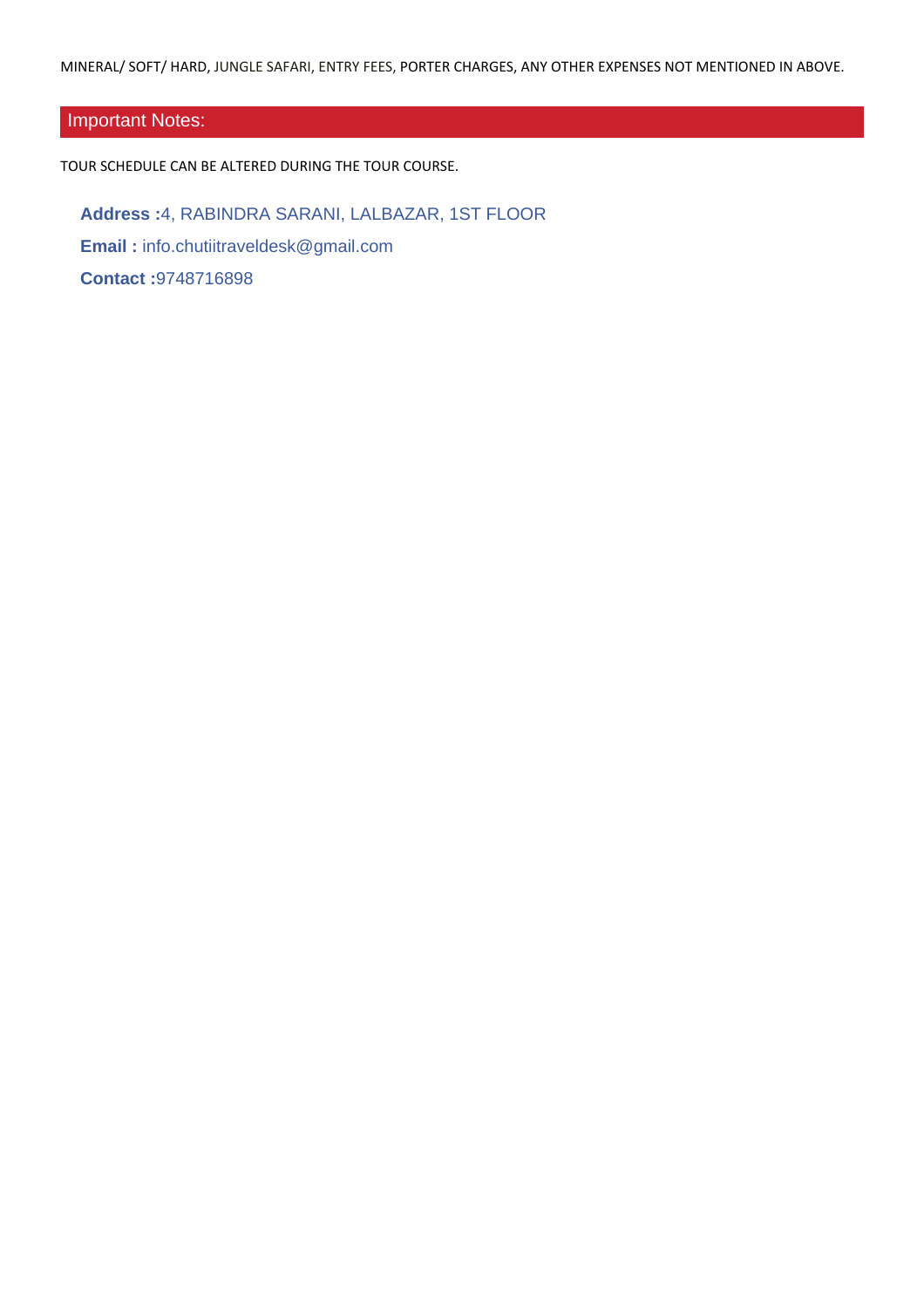MINERAL/ SOFT/ HARD, JUNGLE SAFARI, ENTRY FEES, PORTER CHARGES, ANY OTHER EXPENSES NOT MENTIONED IN ABOVE.

## Important Notes:

TOUR SCHEDULE CAN BE ALTERED DURING THE TOUR COURSE.

**Address :**4, RABINDRA SARANI, LALBAZAR, 1ST FLOOR

**Email :** info.chutiitraveldesk@gmail.com

**Contact :**9748716898